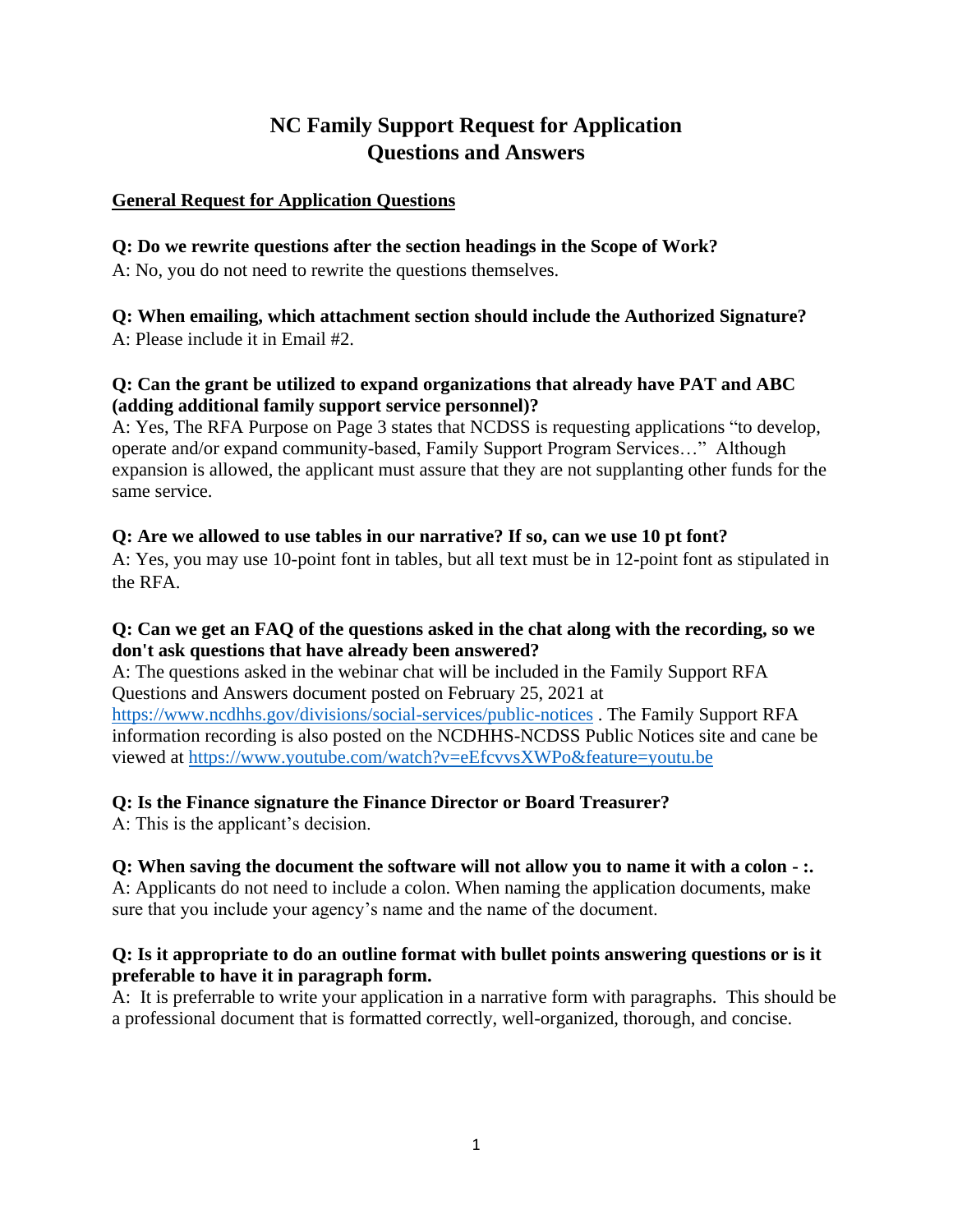# NC Family Support Request for Application
# Questions and Answers

## General Request for Application Questions

**Q: Do we rewrite questions after the section headings in the Scope of Work?**
A: No, you do not need to rewrite the questions themselves.

**Q: When emailing, which attachment section should include the Authorized Signature?**
A: Please include it in Email #2.

**Q: Can the grant be utilized to expand organizations that already have PAT and ABC (adding additional family support service personnel)?**
A: Yes, The RFA Purpose on Page 3 states that NCDSS is requesting applications "to develop, operate and/or expand community-based, Family Support Program Services…" Although expansion is allowed, the applicant must assure that they are not supplanting other funds for the same service.

**Q: Are we allowed to use tables in our narrative? If so, can we use 10 pt font?**
A: Yes, you may use 10-point font in tables, but all text must be in 12-point font as stipulated in the RFA.

**Q: Can we get an FAQ of the questions asked in the chat along with the recording, so we don't ask questions that have already been answered?**
A: The questions asked in the webinar chat will be included in the Family Support RFA Questions and Answers document posted on February 25, 2021 at https://www.ncdhhs.gov/divisions/social-services/public-notices . The Family Support RFA information recording is also posted on the NCDHHS-NCDSS Public Notices site and cane be viewed at https://www.youtube.com/watch?v=eEfcvvsXWPo&feature=youtu.be

**Q: Is the Finance signature the Finance Director or Board Treasurer?**
A: This is the applicant's decision.

**Q: When saving the document the software will not allow you to name it with a colon - :.**
A: Applicants do not need to include a colon. When naming the application documents, make sure that you include your agency's name and the name of the document.

**Q: Is it appropriate to do an outline format with bullet points answering questions or is it preferable to have it in paragraph form.**
A: It is preferrable to write your application in a narrative form with paragraphs. This should be a professional document that is formatted correctly, well-organized, thorough, and concise.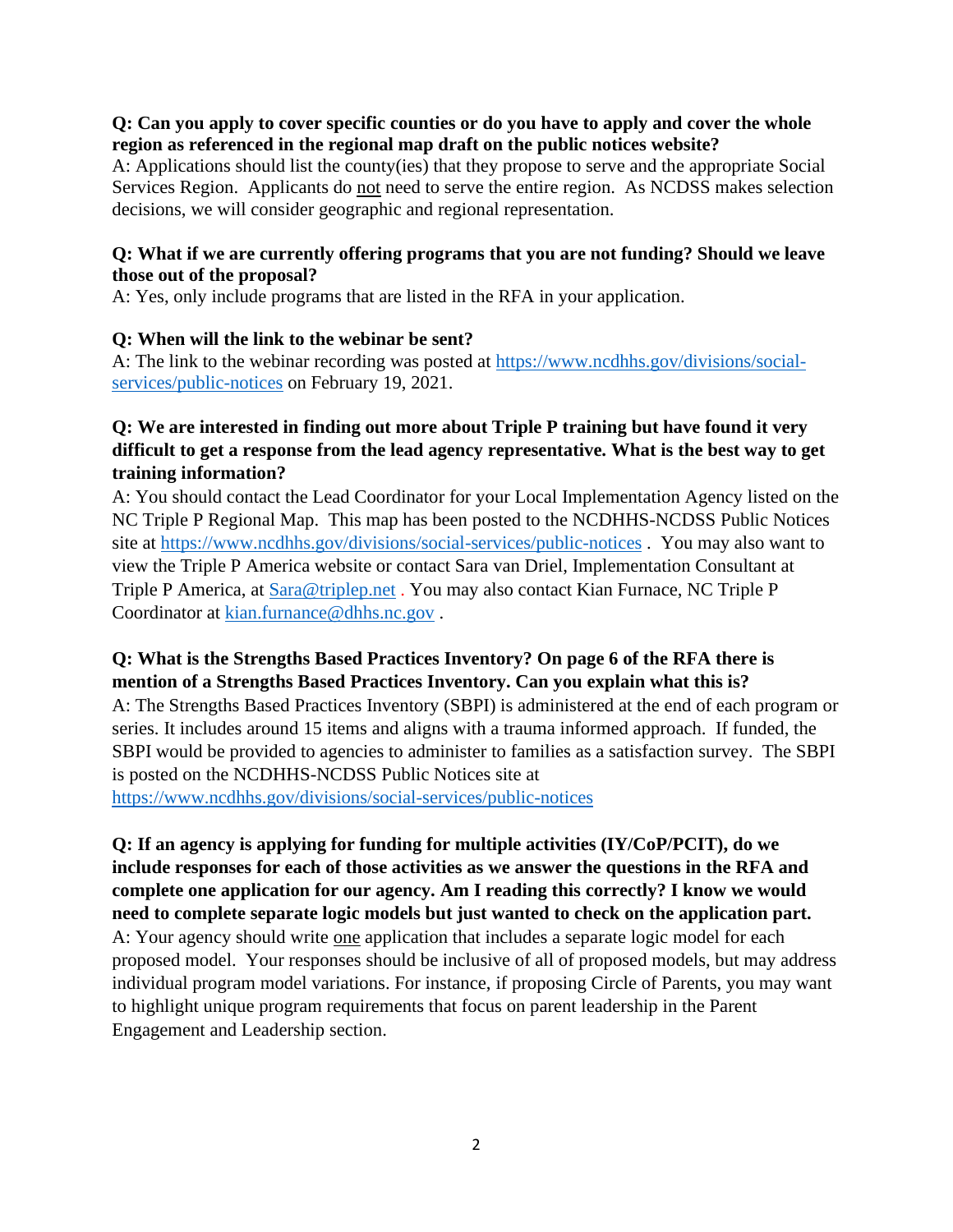**Q: Can you apply to cover specific counties or do you have to apply and cover the whole region as referenced in the regional map draft on the public notices website?**

A: Applications should list the county(ies) that they propose to serve and the appropriate Social Services Region. Applicants do not need to serve the entire region. As NCDSS makes selection decisions, we will consider geographic and regional representation.

**Q: What if we are currently offering programs that you are not funding? Should we leave those out of the proposal?**

A: Yes, only include programs that are listed in the RFA in your application.

**Q: When will the link to the webinar be sent?**

A: The link to the webinar recording was posted at https://www.ncdhhs.gov/divisions/social-services/public-notices on February 19, 2021.

**Q: We are interested in finding out more about Triple P training but have found it very difficult to get a response from the lead agency representative. What is the best way to get training information?**

A: You should contact the Lead Coordinator for your Local Implementation Agency listed on the NC Triple P Regional Map. This map has been posted to the NCDHHS-NCDSS Public Notices site at https://www.ncdhhs.gov/divisions/social-services/public-notices . You may also want to view the Triple P America website or contact Sara van Driel, Implementation Consultant at Triple P America, at Sara@triplep.net . You may also contact Kian Furnace, NC Triple P Coordinator at kian.furnance@dhhs.nc.gov .

**Q: What is the Strengths Based Practices Inventory? On page 6 of the RFA there is mention of a Strengths Based Practices Inventory. Can you explain what this is?**

A: The Strengths Based Practices Inventory (SBPI) is administered at the end of each program or series. It includes around 15 items and aligns with a trauma informed approach. If funded, the SBPI would be provided to agencies to administer to families as a satisfaction survey. The SBPI is posted on the NCDHHS-NCDSS Public Notices site at https://www.ncdhhs.gov/divisions/social-services/public-notices

**Q: If an agency is applying for funding for multiple activities (IY/CoP/PCIT), do we include responses for each of those activities as we answer the questions in the RFA and complete one application for our agency. Am I reading this correctly? I know we would need to complete separate logic models but just wanted to check on the application part.**

A: Your agency should write one application that includes a separate logic model for each proposed model. Your responses should be inclusive of all of proposed models, but may address individual program model variations. For instance, if proposing Circle of Parents, you may want to highlight unique program requirements that focus on parent leadership in the Parent Engagement and Leadership section.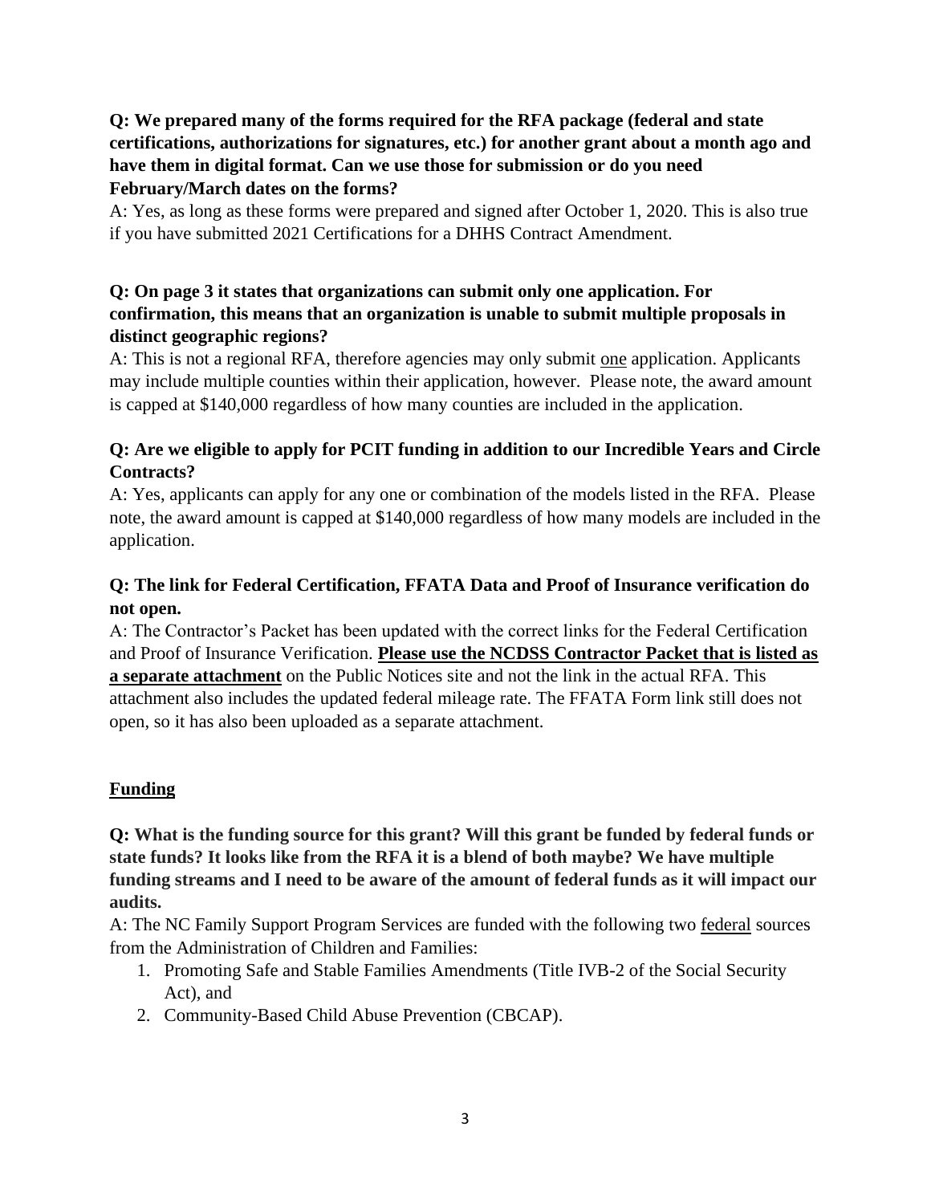**Q: We prepared many of the forms required for the RFA package (federal and state certifications, authorizations for signatures, etc.) for another grant about a month ago and have them in digital format. Can we use those for submission or do you need February/March dates on the forms?**

A: Yes, as long as these forms were prepared and signed after October 1, 2020. This is also true if you have submitted 2021 Certifications for a DHHS Contract Amendment.

**Q: On page 3 it states that organizations can submit only one application. For confirmation, this means that an organization is unable to submit multiple proposals in distinct geographic regions?**

A: This is not a regional RFA, therefore agencies may only submit one application. Applicants may include multiple counties within their application, however. Please note, the award amount is capped at $140,000 regardless of how many counties are included in the application.

**Q: Are we eligible to apply for PCIT funding in addition to our Incredible Years and Circle Contracts?**

A: Yes, applicants can apply for any one or combination of the models listed in the RFA. Please note, the award amount is capped at $140,000 regardless of how many models are included in the application.

**Q: The link for Federal Certification, FFATA Data and Proof of Insurance verification do not open.**

A: The Contractor's Packet has been updated with the correct links for the Federal Certification and Proof of Insurance Verification. **Please use the NCDSS Contractor Packet that is listed as a separate attachment** on the Public Notices site and not the link in the actual RFA. This attachment also includes the updated federal mileage rate. The FFATA Form link still does not open, so it has also been uploaded as a separate attachment.

## Funding

**Q: What is the funding source for this grant? Will this grant be funded by federal funds or state funds? It looks like from the RFA it is a blend of both maybe? We have multiple funding streams and I need to be aware of the amount of federal funds as it will impact our audits.**

A: The NC Family Support Program Services are funded with the following two federal sources from the Administration of Children and Families:

1. Promoting Safe and Stable Families Amendments (Title IVB-2 of the Social Security Act), and
2. Community-Based Child Abuse Prevention (CBCAP).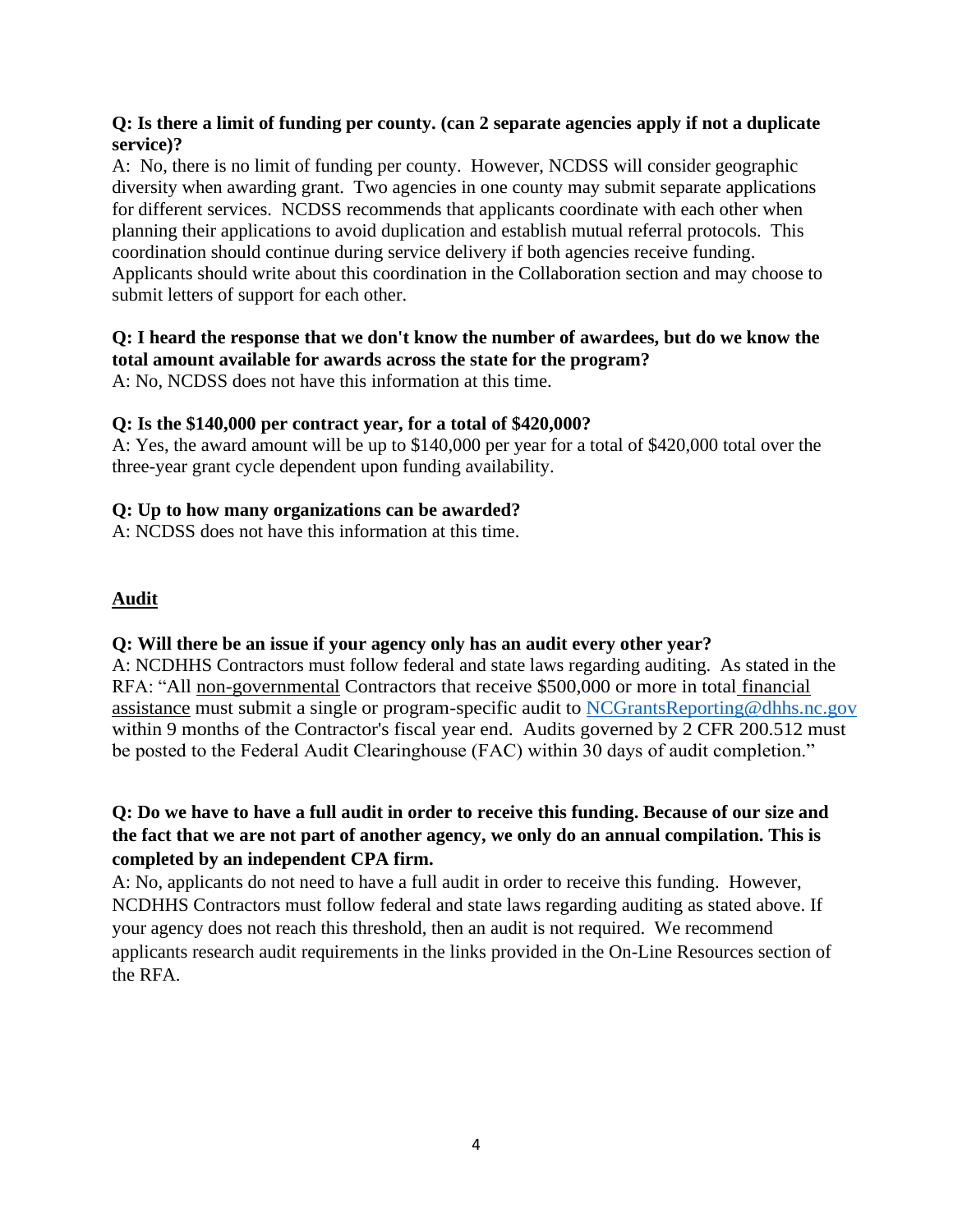**Q: Is there a limit of funding per county. (can 2 separate agencies apply if not a duplicate service)?**

A: No, there is no limit of funding per county. However, NCDSS will consider geographic diversity when awarding grant. Two agencies in one county may submit separate applications for different services. NCDSS recommends that applicants coordinate with each other when planning their applications to avoid duplication and establish mutual referral protocols. This coordination should continue during service delivery if both agencies receive funding. Applicants should write about this coordination in the Collaboration section and may choose to submit letters of support for each other.

**Q: I heard the response that we don't know the number of awardees, but do we know the total amount available for awards across the state for the program?**

A: No, NCDSS does not have this information at this time.

**Q: Is the $140,000 per contract year, for a total of $420,000?**

A: Yes, the award amount will be up to $140,000 per year for a total of $420,000 total over the three-year grant cycle dependent upon funding availability.

**Q: Up to how many organizations can be awarded?**

A: NCDSS does not have this information at this time.

## Audit

**Q: Will there be an issue if your agency only has an audit every other year?**

A: NCDHHS Contractors must follow federal and state laws regarding auditing. As stated in the RFA: "All non-governmental Contractors that receive $500,000 or more in total financial assistance must submit a single or program-specific audit to NCGrantsReporting@dhhs.nc.gov within 9 months of the Contractor's fiscal year end. Audits governed by 2 CFR 200.512 must be posted to the Federal Audit Clearinghouse (FAC) within 30 days of audit completion."

**Q: Do we have to have a full audit in order to receive this funding. Because of our size and the fact that we are not part of another agency, we only do an annual compilation. This is completed by an independent CPA firm.**

A: No, applicants do not need to have a full audit in order to receive this funding. However, NCDHHS Contractors must follow federal and state laws regarding auditing as stated above. If your agency does not reach this threshold, then an audit is not required. We recommend applicants research audit requirements in the links provided in the On-Line Resources section of the RFA.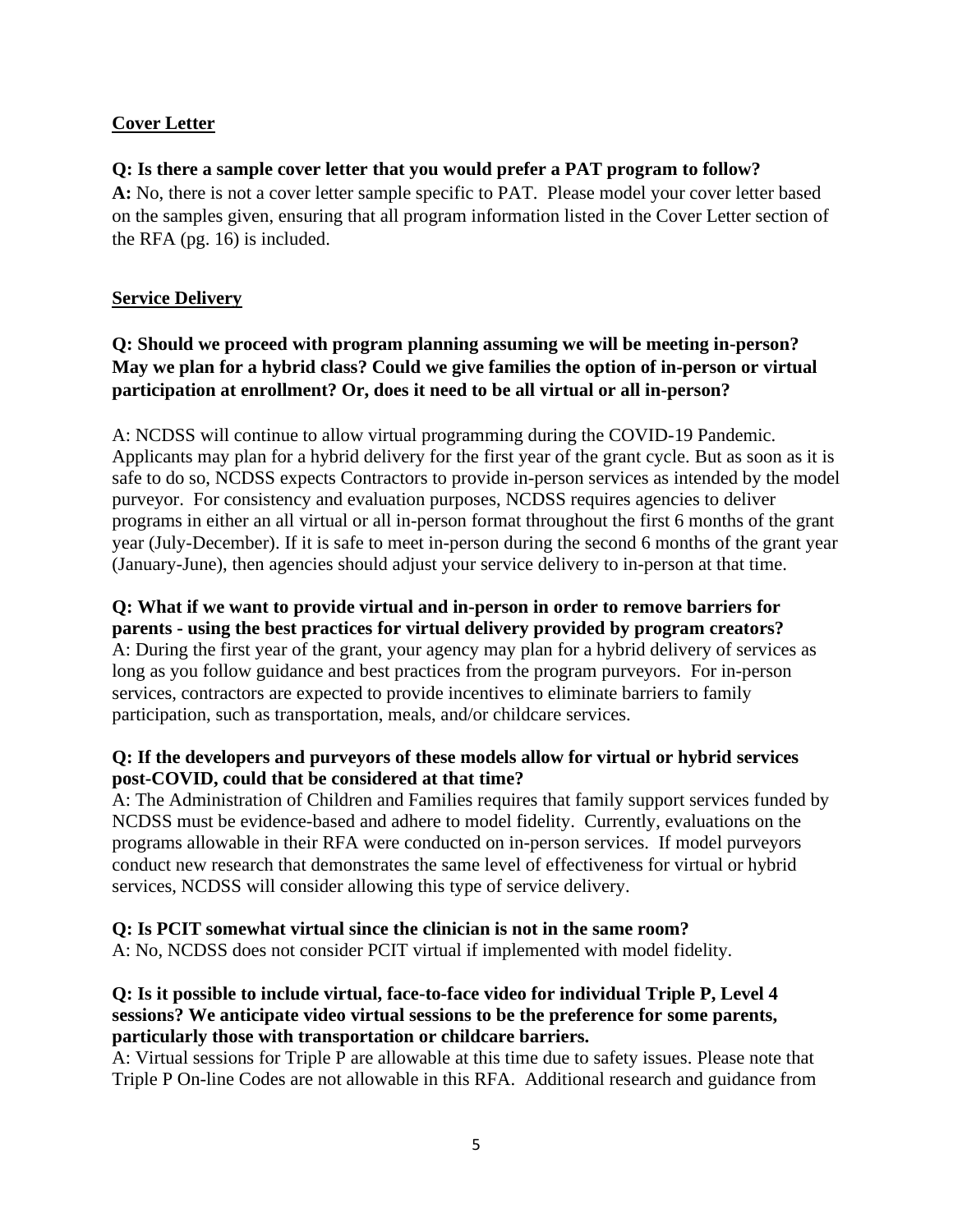**Cover Letter**

**Q: Is there a sample cover letter that you would prefer a PAT program to follow?**
**A:** No, there is not a cover letter sample specific to PAT. Please model your cover letter based on the samples given, ensuring that all program information listed in the Cover Letter section of the RFA (pg. 16) is included.

**Service Delivery**

**Q: Should we proceed with program planning assuming we will be meeting in-person? May we plan for a hybrid class? Could we give families the option of in-person or virtual participation at enrollment? Or, does it need to be all virtual or all in-person?**

A: NCDSS will continue to allow virtual programming during the COVID-19 Pandemic. Applicants may plan for a hybrid delivery for the first year of the grant cycle. But as soon as it is safe to do so, NCDSS expects Contractors to provide in-person services as intended by the model purveyor. For consistency and evaluation purposes, NCDSS requires agencies to deliver programs in either an all virtual or all in-person format throughout the first 6 months of the grant year (July-December). If it is safe to meet in-person during the second 6 months of the grant year (January-June), then agencies should adjust your service delivery to in-person at that time.

**Q: What if we want to provide virtual and in-person in order to remove barriers for parents - using the best practices for virtual delivery provided by program creators?**
A: During the first year of the grant, your agency may plan for a hybrid delivery of services as long as you follow guidance and best practices from the program purveyors. For in-person services, contractors are expected to provide incentives to eliminate barriers to family participation, such as transportation, meals, and/or childcare services.

**Q: If the developers and purveyors of these models allow for virtual or hybrid services post-COVID, could that be considered at that time?**
A: The Administration of Children and Families requires that family support services funded by NCDSS must be evidence-based and adhere to model fidelity. Currently, evaluations on the programs allowable in their RFA were conducted on in-person services. If model purveyors conduct new research that demonstrates the same level of effectiveness for virtual or hybrid services, NCDSS will consider allowing this type of service delivery.

**Q: Is PCIT somewhat virtual since the clinician is not in the same room?**
A: No, NCDSS does not consider PCIT virtual if implemented with model fidelity.

**Q: Is it possible to include virtual, face-to-face video for individual Triple P, Level 4 sessions? We anticipate video virtual sessions to be the preference for some parents, particularly those with transportation or childcare barriers.**
A: Virtual sessions for Triple P are allowable at this time due to safety issues. Please note that Triple P On-line Codes are not allowable in this RFA. Additional research and guidance from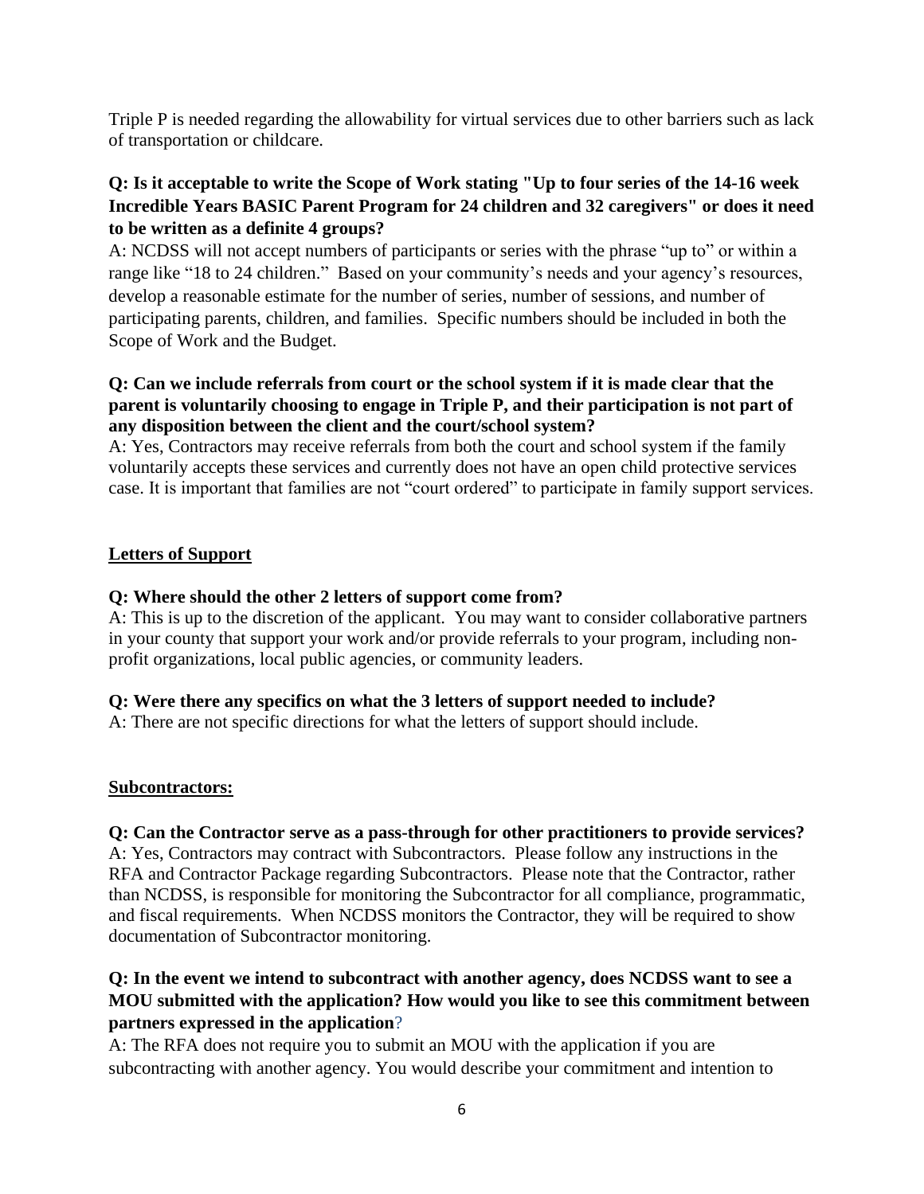Triple P is needed regarding the allowability for virtual services due to other barriers such as lack of transportation or childcare.

**Q: Is it acceptable to write the Scope of Work stating "Up to four series of the 14-16 week Incredible Years BASIC Parent Program for 24 children and 32 caregivers" or does it need to be written as a definite 4 groups?**

A: NCDSS will not accept numbers of participants or series with the phrase "up to" or within a range like "18 to 24 children." Based on your community's needs and your agency's resources, develop a reasonable estimate for the number of series, number of sessions, and number of participating parents, children, and families. Specific numbers should be included in both the Scope of Work and the Budget.

**Q: Can we include referrals from court or the school system if it is made clear that the parent is voluntarily choosing to engage in Triple P, and their participation is not part of any disposition between the client and the court/school system?**

A: Yes, Contractors may receive referrals from both the court and school system if the family voluntarily accepts these services and currently does not have an open child protective services case. It is important that families are not "court ordered" to participate in family support services.

## Letters of Support

**Q: Where should the other 2 letters of support come from?**

A: This is up to the discretion of the applicant. You may want to consider collaborative partners in your county that support your work and/or provide referrals to your program, including non-profit organizations, local public agencies, or community leaders.

**Q: Were there any specifics on what the 3 letters of support needed to include?**

A: There are not specific directions for what the letters of support should include.

## Subcontractors:

**Q: Can the Contractor serve as a pass-through for other practitioners to provide services?**

A: Yes, Contractors may contract with Subcontractors. Please follow any instructions in the RFA and Contractor Package regarding Subcontractors. Please note that the Contractor, rather than NCDSS, is responsible for monitoring the Subcontractor for all compliance, programmatic, and fiscal requirements. When NCDSS monitors the Contractor, they will be required to show documentation of Subcontractor monitoring.

**Q: In the event we intend to subcontract with another agency, does NCDSS want to see a MOU submitted with the application? How would you like to see this commitment between partners expressed in the application?**

A: The RFA does not require you to submit an MOU with the application if you are subcontracting with another agency. You would describe your commitment and intention to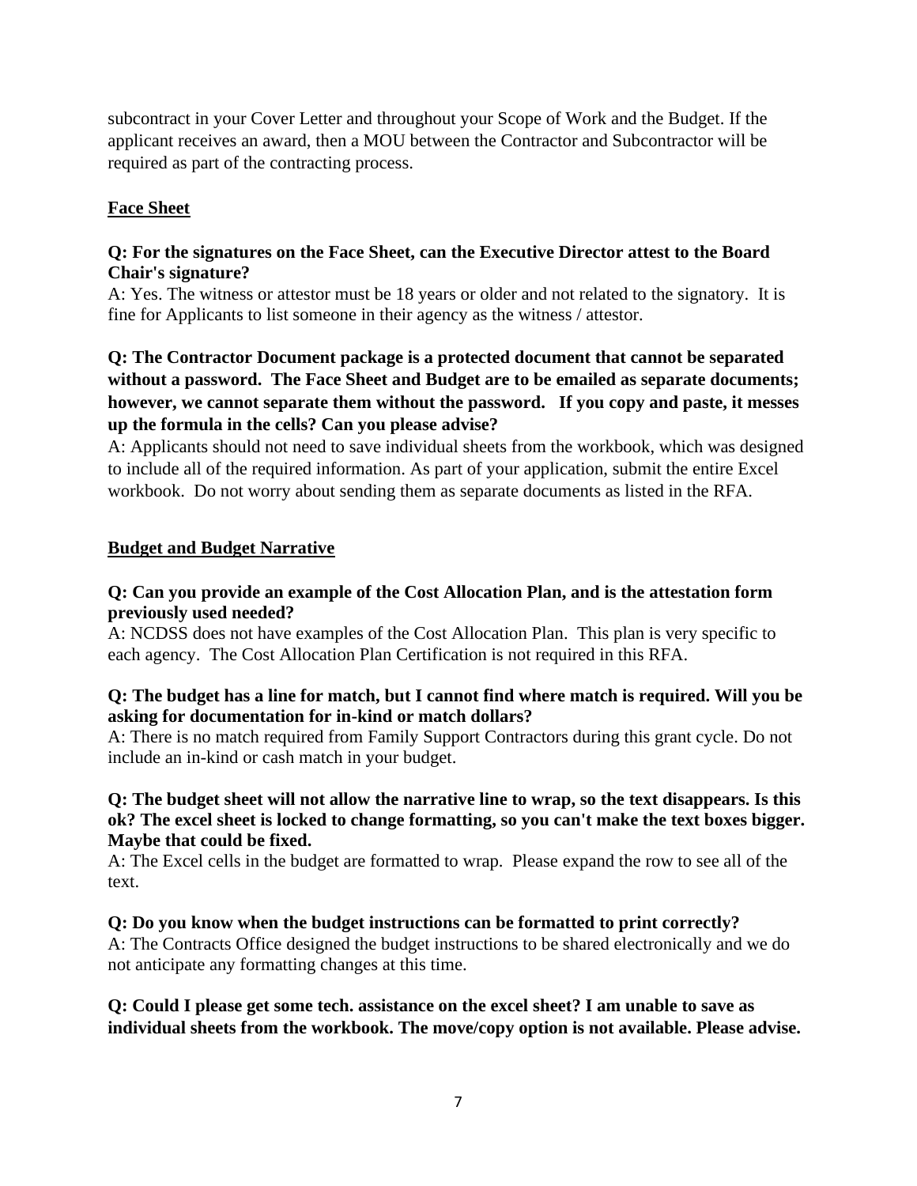subcontract in your Cover Letter and throughout your Scope of Work and the Budget. If the applicant receives an award, then a MOU between the Contractor and Subcontractor will be required as part of the contracting process.

## Face Sheet

**Q: For the signatures on the Face Sheet, can the Executive Director attest to the Board Chair's signature?**

A: Yes. The witness or attestor must be 18 years or older and not related to the signatory. It is fine for Applicants to list someone in their agency as the witness / attestor.

**Q: The Contractor Document package is a protected document that cannot be separated without a password. The Face Sheet and Budget are to be emailed as separate documents; however, we cannot separate them without the password. If you copy and paste, it messes up the formula in the cells? Can you please advise?**

A: Applicants should not need to save individual sheets from the workbook, which was designed to include all of the required information. As part of your application, submit the entire Excel workbook. Do not worry about sending them as separate documents as listed in the RFA.

## Budget and Budget Narrative

**Q: Can you provide an example of the Cost Allocation Plan, and is the attestation form previously used needed?**

A: NCDSS does not have examples of the Cost Allocation Plan. This plan is very specific to each agency. The Cost Allocation Plan Certification is not required in this RFA.

**Q: The budget has a line for match, but I cannot find where match is required. Will you be asking for documentation for in-kind or match dollars?**

A: There is no match required from Family Support Contractors during this grant cycle. Do not include an in-kind or cash match in your budget.

**Q: The budget sheet will not allow the narrative line to wrap, so the text disappears. Is this ok? The excel sheet is locked to change formatting, so you can't make the text boxes bigger. Maybe that could be fixed.**

A: The Excel cells in the budget are formatted to wrap. Please expand the row to see all of the text.

**Q: Do you know when the budget instructions can be formatted to print correctly?**

A: The Contracts Office designed the budget instructions to be shared electronically and we do not anticipate any formatting changes at this time.

**Q: Could I please get some tech. assistance on the excel sheet? I am unable to save as individual sheets from the workbook. The move/copy option is not available. Please advise.**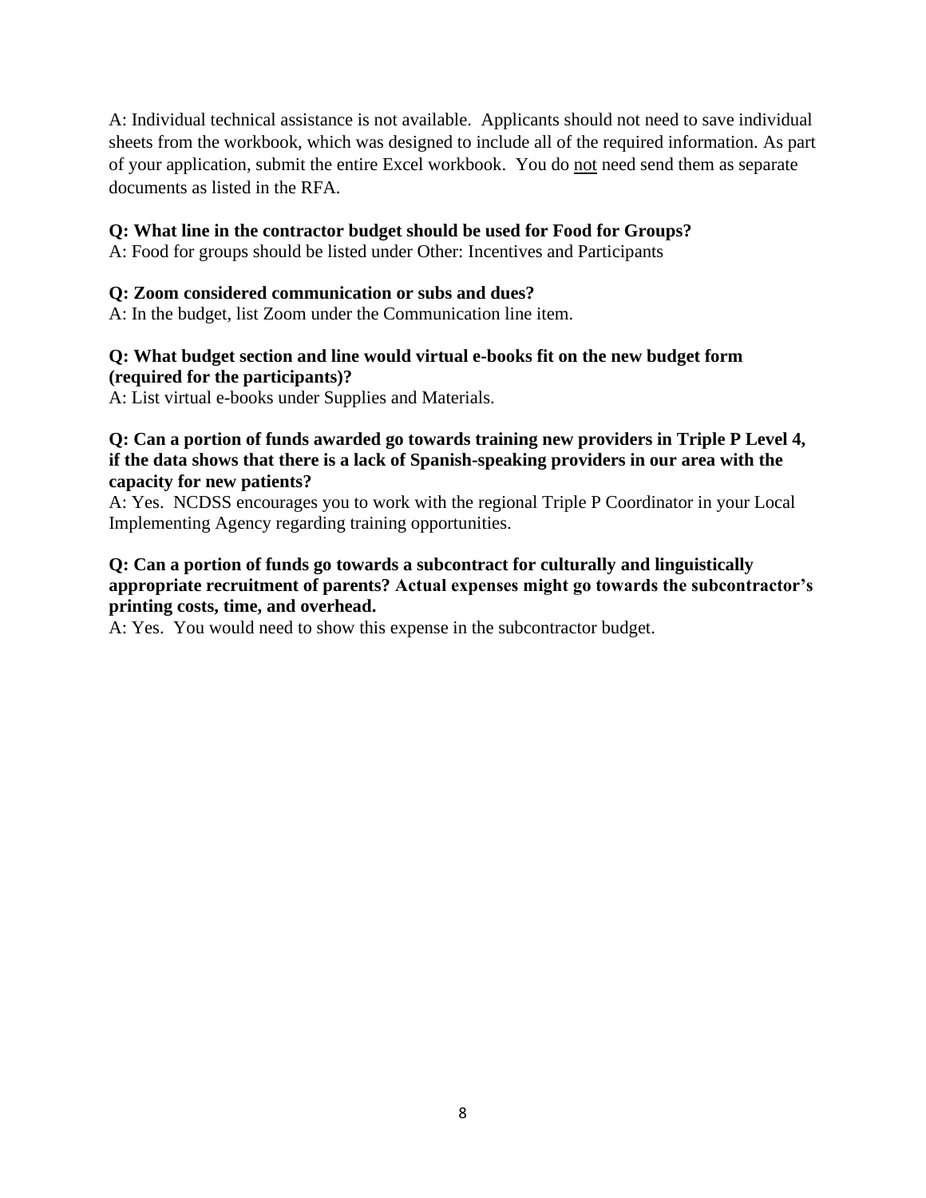A: Individual technical assistance is not available. Applicants should not need to save individual sheets from the workbook, which was designed to include all of the required information. As part of your application, submit the entire Excel workbook. You do <u>not</u> need send them as separate documents as listed in the RFA.

**Q: What line in the contractor budget should be used for Food for Groups?**
A: Food for groups should be listed under Other: Incentives and Participants

**Q: Zoom considered communication or subs and dues?**
A: In the budget, list Zoom under the Communication line item.

**Q: What budget section and line would virtual e-books fit on the new budget form (required for the participants)?**
A: List virtual e-books under Supplies and Materials.

**Q: Can a portion of funds awarded go towards training new providers in Triple P Level 4, if the data shows that there is a lack of Spanish-speaking providers in our area with the capacity for new patients?**
A: Yes. NCDSS encourages you to work with the regional Triple P Coordinator in your Local Implementing Agency regarding training opportunities.

**Q: Can a portion of funds go towards a subcontract for culturally and linguistically appropriate recruitment of parents? Actual expenses might go towards the subcontractor's printing costs, time, and overhead.**
A: Yes. You would need to show this expense in the subcontractor budget.